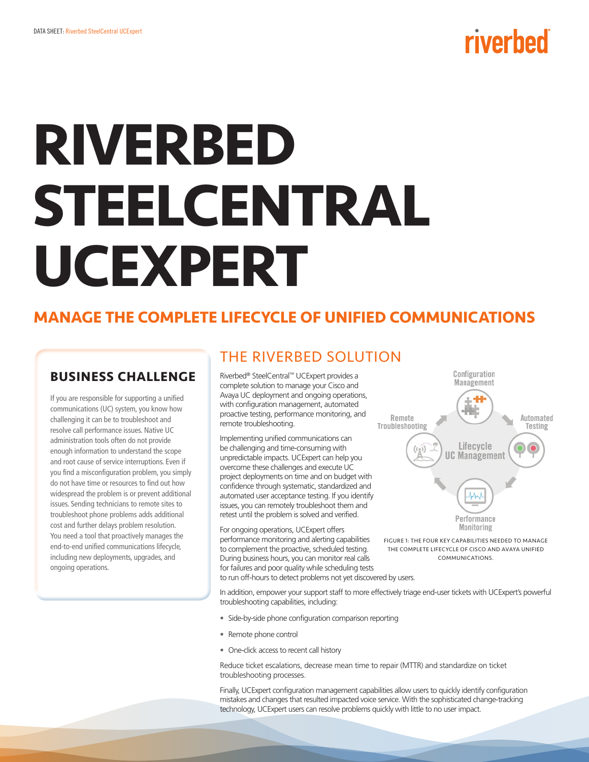# RIVERBED STEELCENTRAL UCEXPERT

## MANAGE THE COMPLETE LIFECYCLE OF UNIFIED COMMUNICATIONS

### BUSINESS CHALLENGE

If you are responsible for supporting a unified communications (UC) system, you know how challenging it can be to troubleshoot and resolve call performance issues. Native UC administration tools often do not provide enough information to understand the scope and root cause of service interruptions. Even if you find a misconfiguration problem, you simply do not have time or resources to find out how widespread the problem is or prevent additional issues. Sending technicians to remote sites to troubleshoot phone problems adds additional cost and further delays problem resolution. You need a tool that proactively manages the end-to-end unified communications lifecycle, including new deployments, upgrades, and ongoing operations.

## THE RIVERBED SOLUTION

Riverbed® SteelCentral™ UCExpert provides a complete solution to manage your Cisco and Avaya UC deployment and ongoing operations, with configuration management, automated proactive testing, performance monitoring, and remote troubleshooting.

Implementing unified communications can be challenging and time-consuming with unpredictable impacts. UCExpert can help you overcome these challenges and execute UC project deployments on time and on budget with confidence through systematic, standardized and automated user acceptance testing. If you identify issues, you can remotely troubleshoot them and retest until the problem is solved and verified.

For ongoing operations, UCExpert offers performance monitoring and alerting capabilities to complement the proactive, scheduled testing. During business hours, you can monitor real calls for failures and poor quality while scheduling tests to run off-hours to detect problems not yet discovered by users.

Configuration Management

Remote Troubleshooting

Automated Testing

Lifecycle UC Management

Performance Monitoring

FIGURE 1: THE FOUR KEY CAPABILITIES NEEDED TO MANAGE THE COMPLETE LIFECYCLE OF CISCO AND AVAYA UNIFIED COMMUNICATIONS.

In addition, empower your support staff to more effectively triage end-user tickets with UCExpert's powerful troubleshooting capabilities, including:

- Side-by-side phone configuration comparison reporting
- Remote phone control
- One-click access to recent call history

Reduce ticket escalations, decrease mean time to repair (MTTR) and standardize on ticket troubleshooting processes.

Finally, UCExpert configuration management capabilities allow users to quickly identify configuration mistakes and changes that resulted impacted voice service. With the sophisticated change-tracking technology, UCExpert users can resolve problems quickly with little to no user impact.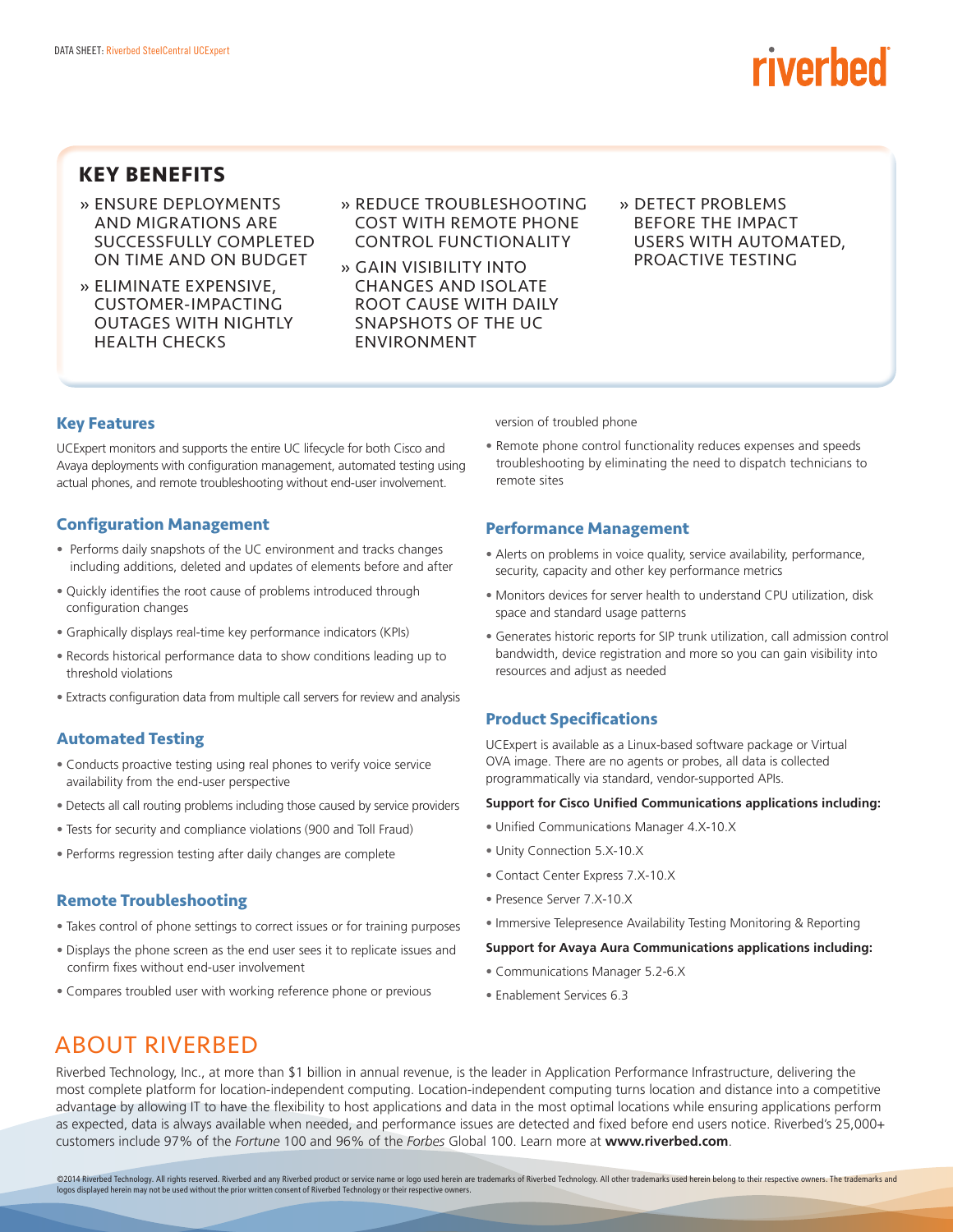## KEY BENEFITS

- » ENSURE DEPLOYMENTS AND MIGRATIONS ARE SUCCESSFULLY COMPLETED ON TIME AND ON BUDGET
- » ELIMINATE EXPENSIVE, CUSTOMER-IMPACTING OUTAGES WITH NIGHTLY HEALTH CHECKS
- » REDUCE TROUBLESHOOTING COST WITH REMOTE PHONE CONTROL FUNCTIONALITY
- » GAIN VISIBILITY INTO CHANGES AND ISOLATE ROOT CAUSE WITH DAILY SNAPSHOTS OF THE UC ENVIRONMENT
- » DETECT PROBLEMS BEFORE THE IMPACT USERS WITH AUTOMATED, PROACTIVE TESTING

### Key Features

UCExpert monitors and supports the entire UC lifecycle for both Cisco and Avaya deployments with configuration management, automated testing using actual phones, and remote troubleshooting without end-user involvement.

### Configuration Management

- Performs daily snapshots of the UC environment and tracks changes including additions, deleted and updates of elements before and after
- Quickly identifies the root cause of problems introduced through configuration changes
- Graphically displays real-time key performance indicators (KPIs)
- Records historical performance data to show conditions leading up to threshold violations
- Extracts configuration data from multiple call servers for review and analysis

### Automated Testing

- Conducts proactive testing using real phones to verify voice service availability from the end-user perspective
- Detects all call routing problems including those caused by service providers
- Tests for security and compliance violations (900 and Toll Fraud)
- Performs regression testing after daily changes are complete

### Remote Troubleshooting

- Takes control of phone settings to correct issues or for training purposes
- Displays the phone screen as the end user sees it to replicate issues and confirm fixes without end-user involvement
- Compares troubled user with working reference phone or previous version of troubled phone
- Remote phone control functionality reduces expenses and speeds troubleshooting by eliminating the need to dispatch technicians to remote sites

### Performance Management

- Alerts on problems in voice quality, service availability, performance, security, capacity and other key performance metrics
- Monitors devices for server health to understand CPU utilization, disk space and standard usage patterns
- Generates historic reports for SIP trunk utilization, call admission control bandwidth, device registration and more so you can gain visibility into resources and adjust as needed

### Product Specifications

UCExpert is available as a Linux-based software package or Virtual OVA image. There are no agents or probes, all data is collected programmatically via standard, vendor-supported APIs.

**Support for Cisco Unified Communications applications including:**

- Unified Communications Manager 4.X-10.X
- Unity Connection 5.X-10.X
- Contact Center Express 7.X-10.X
- Presence Server 7.X-10.X
- Immersive Telepresence Availability Testing Monitoring & Reporting

**Support for Avaya Aura Communications applications including:**

- Communications Manager 5.2-6.X
- Enablement Services 6.3

## ABOUT RIVERBED

Riverbed Technology, Inc., at more than $1 billion in annual revenue, is the leader in Application Performance Infrastructure, delivering the most complete platform for location-independent computing. Location-independent computing turns location and distance into a competitive advantage by allowing IT to have the flexibility to host applications and data in the most optimal locations while ensuring applications perform as expected, data is always available when needed, and performance issues are detected and fixed before end users notice. Riverbed's 25,000+ customers include 97% of the *Fortune* 100 and 96% of the *Forbes* Global 100. Learn more at **www.riverbed.com**.

©2014 Riverbed Technology. All rights reserved. Riverbed and any Riverbed product or service name or logo used herein are trademarks of Riverbed Technology. All other trademarks used herein belong to their respective owners. The trademarks and logos displayed herein may not be used without the prior written consent of Riverbed Technology or their respective owners.